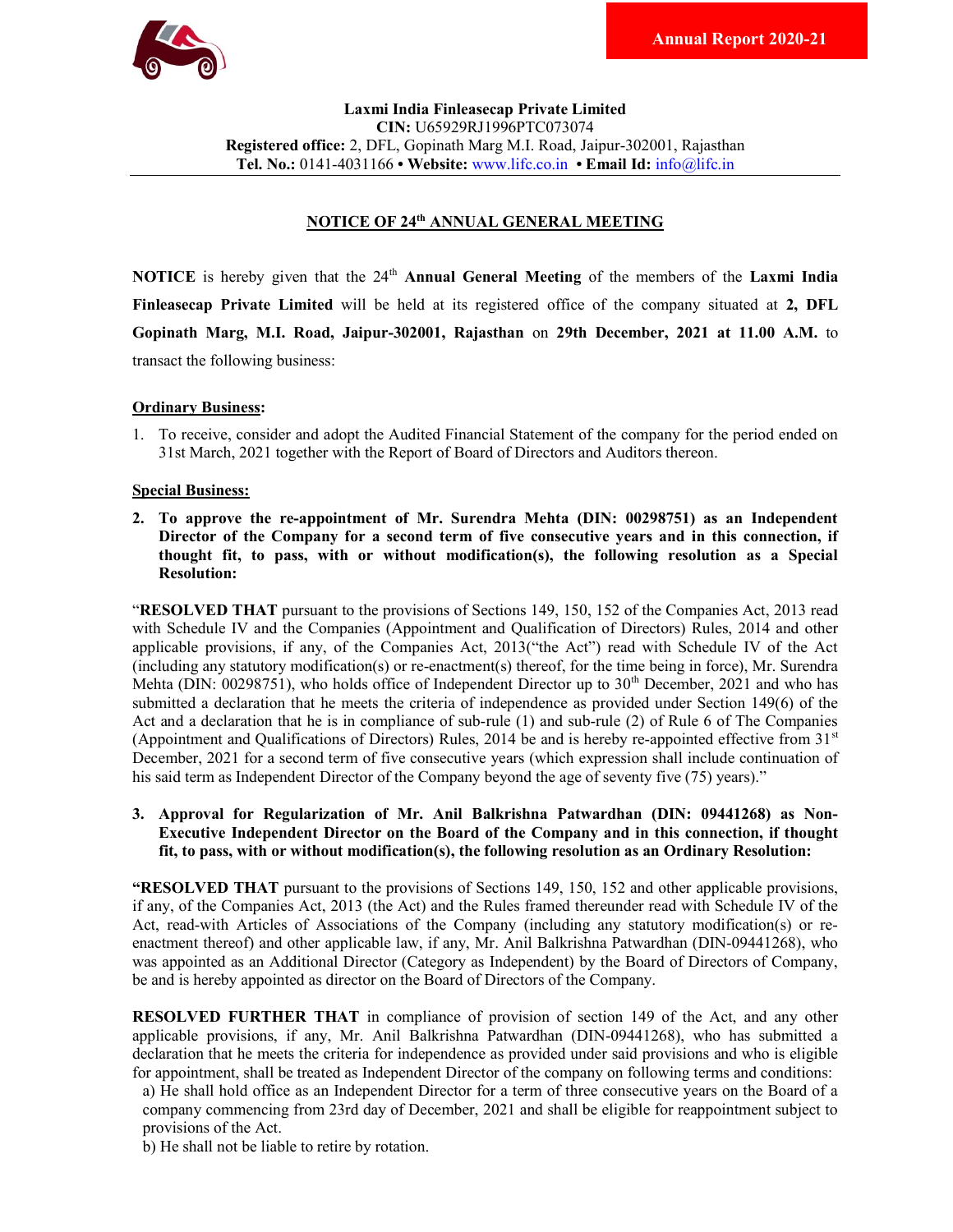**Laxmi India Finleasecap Private Limited**
**CIN:** U65929RJ1996PTC073074
**Registered office:** 2, DFL, Gopinath Marg M.I. Road, Jaipur-302001, Rajasthan
**Tel. No.:** 0141-4031166 • **Website:** www.lifc.co.in • **Email Id:** info@lifc.in

## NOTICE OF 24th ANNUAL GENERAL MEETING

**NOTICE** is hereby given that the 24th **Annual General Meeting** of the members of the **Laxmi India Finleasecap Private Limited** will be held at its registered office of the company situated at **2, DFL Gopinath Marg, M.I. Road, Jaipur-302001, Rajasthan** on **29th December, 2021 at 11.00 A.M.** to transact the following business:

**Ordinary Business:**

1. To receive, consider and adopt the Audited Financial Statement of the company for the period ended on 31st March, 2021 together with the Report of Board of Directors and Auditors thereon.

**Special Business:**

2. **To approve the re-appointment of Mr. Surendra Mehta (DIN: 00298751) as an Independent Director of the Company for a second term of five consecutive years and in this connection, if thought fit, to pass, with or without modification(s), the following resolution as a Special Resolution:**

"**RESOLVED THAT** pursuant to the provisions of Sections 149, 150, 152 of the Companies Act, 2013 read with Schedule IV and the Companies (Appointment and Qualification of Directors) Rules, 2014 and other applicable provisions, if any, of the Companies Act, 2013("the Act") read with Schedule IV of the Act (including any statutory modification(s) or re-enactment(s) thereof, for the time being in force), Mr. Surendra Mehta (DIN: 00298751), who holds office of Independent Director up to 30th December, 2021 and who has submitted a declaration that he meets the criteria of independence as provided under Section 149(6) of the Act and a declaration that he is in compliance of sub-rule (1) and sub-rule (2) of Rule 6 of The Companies (Appointment and Qualifications of Directors) Rules, 2014 be and is hereby re-appointed effective from 31st December, 2021 for a second term of five consecutive years (which expression shall include continuation of his said term as Independent Director of the Company beyond the age of seventy five (75) years)."

3. **Approval for Regularization of Mr. Anil Balkrishna Patwardhan (DIN: 09441268) as Non-Executive Independent Director on the Board of the Company and in this connection, if thought fit, to pass, with or without modification(s), the following resolution as an Ordinary Resolution:**

"**RESOLVED THAT** pursuant to the provisions of Sections 149, 150, 152 and other applicable provisions, if any, of the Companies Act, 2013 (the Act) and the Rules framed thereunder read with Schedule IV of the Act, read-with Articles of Associations of the Company (including any statutory modification(s) or re-enactment thereof) and other applicable law, if any, Mr. Anil Balkrishna Patwardhan (DIN-09441268), who was appointed as an Additional Director (Category as Independent) by the Board of Directors of Company, be and is hereby appointed as director on the Board of Directors of the Company.

**RESOLVED FURTHER THAT** in compliance of provision of section 149 of the Act, and any other applicable provisions, if any, Mr. Anil Balkrishna Patwardhan (DIN-09441268), who has submitted a declaration that he meets the criteria for independence as provided under said provisions and who is eligible for appointment, shall be treated as Independent Director of the company on following terms and conditions:

a) He shall hold office as an Independent Director for a term of three consecutive years on the Board of a company commencing from 23rd day of December, 2021 and shall be eligible for reappointment subject to provisions of the Act.

b) He shall not be liable to retire by rotation.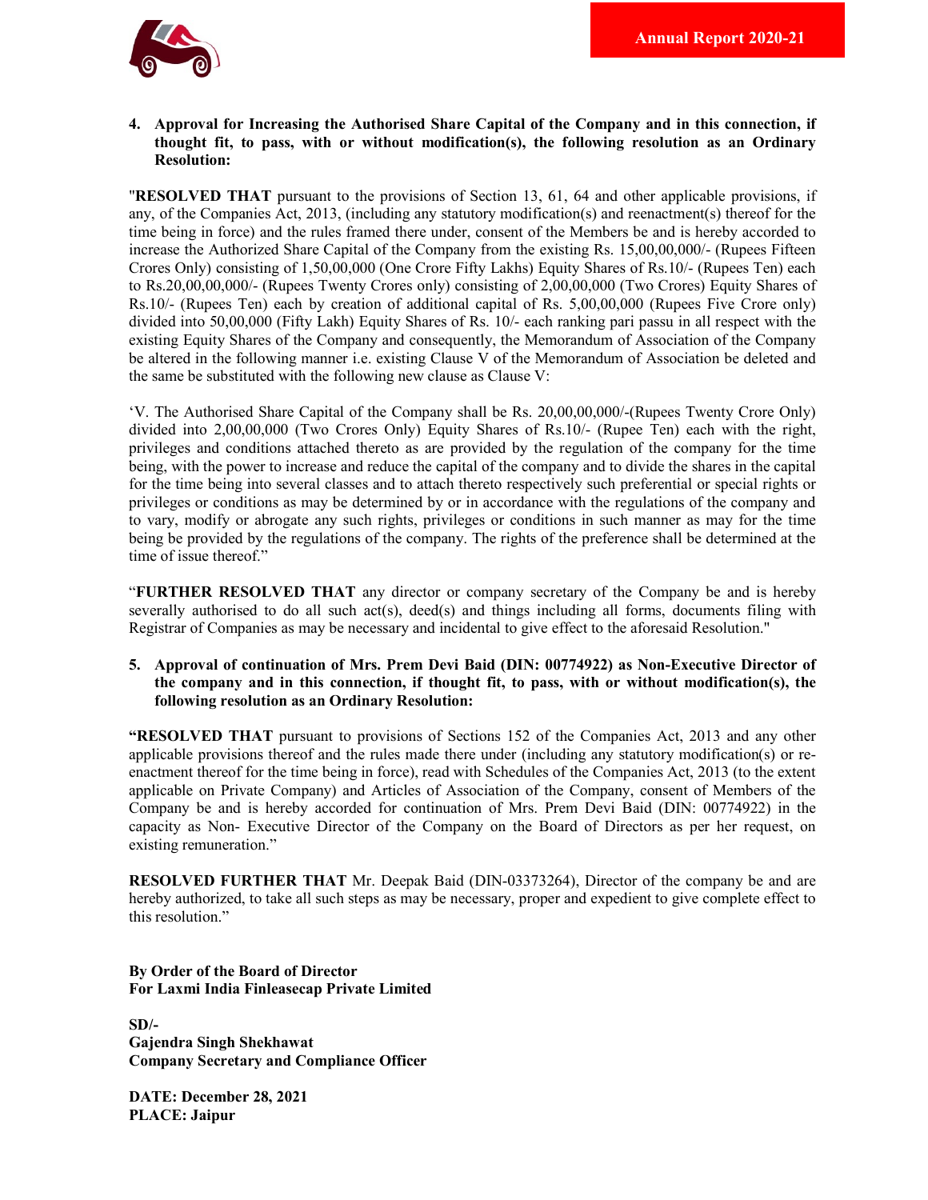**4. Approval for Increasing the Authorised Share Capital of the Company and in this connection, if thought fit, to pass, with or without modification(s), the following resolution as an Ordinary Resolution:**

"**RESOLVED THAT** pursuant to the provisions of Section 13, 61, 64 and other applicable provisions, if any, of the Companies Act, 2013, (including any statutory modification(s) and reenactment(s) thereof for the time being in force) and the rules framed there under, consent of the Members be and is hereby accorded to increase the Authorized Share Capital of the Company from the existing Rs. 15,00,00,000/- (Rupees Fifteen Crores Only) consisting of 1,50,00,000 (One Crore Fifty Lakhs) Equity Shares of Rs.10/- (Rupees Ten) each to Rs.20,00,00,000/- (Rupees Twenty Crores only) consisting of 2,00,00,000 (Two Crores) Equity Shares of Rs.10/- (Rupees Ten) each by creation of additional capital of Rs. 5,00,00,000 (Rupees Five Crore only) divided into 50,00,000 (Fifty Lakh) Equity Shares of Rs. 10/- each ranking pari passu in all respect with the existing Equity Shares of the Company and consequently, the Memorandum of Association of the Company be altered in the following manner i.e. existing Clause V of the Memorandum of Association be deleted and the same be substituted with the following new clause as Clause V:

'V. The Authorised Share Capital of the Company shall be Rs. 20,00,00,000/-(Rupees Twenty Crore Only) divided into 2,00,00,000 (Two Crores Only) Equity Shares of Rs.10/- (Rupee Ten) each with the right, privileges and conditions attached thereto as are provided by the regulation of the company for the time being, with the power to increase and reduce the capital of the company and to divide the shares in the capital for the time being into several classes and to attach thereto respectively such preferential or special rights or privileges or conditions as may be determined by or in accordance with the regulations of the company and to vary, modify or abrogate any such rights, privileges or conditions in such manner as may for the time being be provided by the regulations of the company. The rights of the preference shall be determined at the time of issue thereof."

"**FURTHER RESOLVED THAT** any director or company secretary of the Company be and is hereby severally authorised to do all such act(s), deed(s) and things including all forms, documents filing with Registrar of Companies as may be necessary and incidental to give effect to the aforesaid Resolution."

**5. Approval of continuation of Mrs. Prem Devi Baid (DIN: 00774922) as Non-Executive Director of the company and in this connection, if thought fit, to pass, with or without modification(s), the following resolution as an Ordinary Resolution:**

**"RESOLVED THAT** pursuant to provisions of Sections 152 of the Companies Act, 2013 and any other applicable provisions thereof and the rules made there under (including any statutory modification(s) or re-enactment thereof for the time being in force), read with Schedules of the Companies Act, 2013 (to the extent applicable on Private Company) and Articles of Association of the Company, consent of Members of the Company be and is hereby accorded for continuation of Mrs. Prem Devi Baid (DIN: 00774922) in the capacity as Non- Executive Director of the Company on the Board of Directors as per her request, on existing remuneration."

**RESOLVED FURTHER THAT** Mr. Deepak Baid (DIN-03373264), Director of the company be and are hereby authorized, to take all such steps as may be necessary, proper and expedient to give complete effect to this resolution."

**By Order of the Board of Director**
**For Laxmi India Finleasecap Private Limited**

**SD/-**
**Gajendra Singh Shekhawat**
**Company Secretary and Compliance Officer**

**DATE: December 28, 2021**
**PLACE: Jaipur**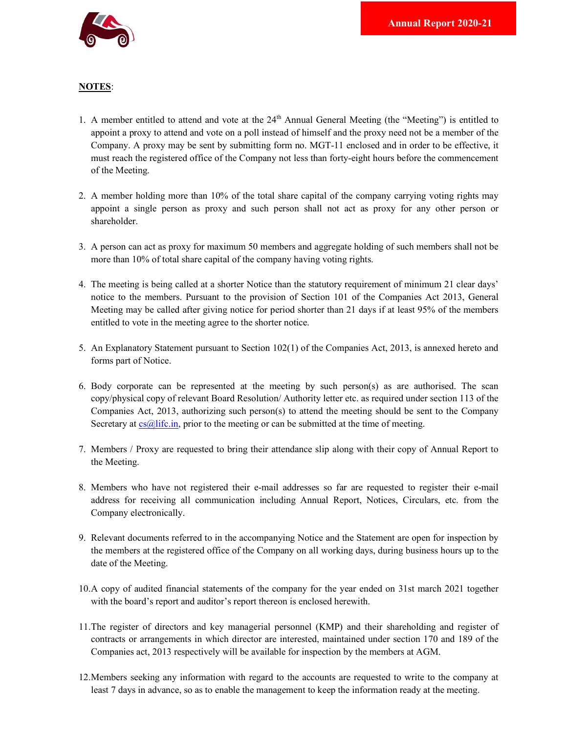**NOTES**:

1. A member entitled to attend and vote at the 24th Annual General Meeting (the "Meeting") is entitled to appoint a proxy to attend and vote on a poll instead of himself and the proxy need not be a member of the Company. A proxy may be sent by submitting form no. MGT-11 enclosed and in order to be effective, it must reach the registered office of the Company not less than forty-eight hours before the commencement of the Meeting.

2. A member holding more than 10% of the total share capital of the company carrying voting rights may appoint a single person as proxy and such person shall not act as proxy for any other person or shareholder.

3. A person can act as proxy for maximum 50 members and aggregate holding of such members shall not be more than 10% of total share capital of the company having voting rights.

4. The meeting is being called at a shorter Notice than the statutory requirement of minimum 21 clear days' notice to the members. Pursuant to the provision of Section 101 of the Companies Act 2013, General Meeting may be called after giving notice for period shorter than 21 days if at least 95% of the members entitled to vote in the meeting agree to the shorter notice.

5. An Explanatory Statement pursuant to Section 102(1) of the Companies Act, 2013, is annexed hereto and forms part of Notice.

6. Body corporate can be represented at the meeting by such person(s) as are authorised. The scan copy/physical copy of relevant Board Resolution/ Authority letter etc. as required under section 113 of the Companies Act, 2013, authorizing such person(s) to attend the meeting should be sent to the Company Secretary at cs@lifc.in, prior to the meeting or can be submitted at the time of meeting.

7. Members / Proxy are requested to bring their attendance slip along with their copy of Annual Report to the Meeting.

8. Members who have not registered their e-mail addresses so far are requested to register their e-mail address for receiving all communication including Annual Report, Notices, Circulars, etc. from the Company electronically.

9. Relevant documents referred to in the accompanying Notice and the Statement are open for inspection by the members at the registered office of the Company on all working days, during business hours up to the date of the Meeting.

10. A copy of audited financial statements of the company for the year ended on 31st march 2021 together with the board's report and auditor's report thereon is enclosed herewith.

11. The register of directors and key managerial personnel (KMP) and their shareholding and register of contracts or arrangements in which director are interested, maintained under section 170 and 189 of the Companies act, 2013 respectively will be available for inspection by the members at AGM.

12. Members seeking any information with regard to the accounts are requested to write to the company at least 7 days in advance, so as to enable the management to keep the information ready at the meeting.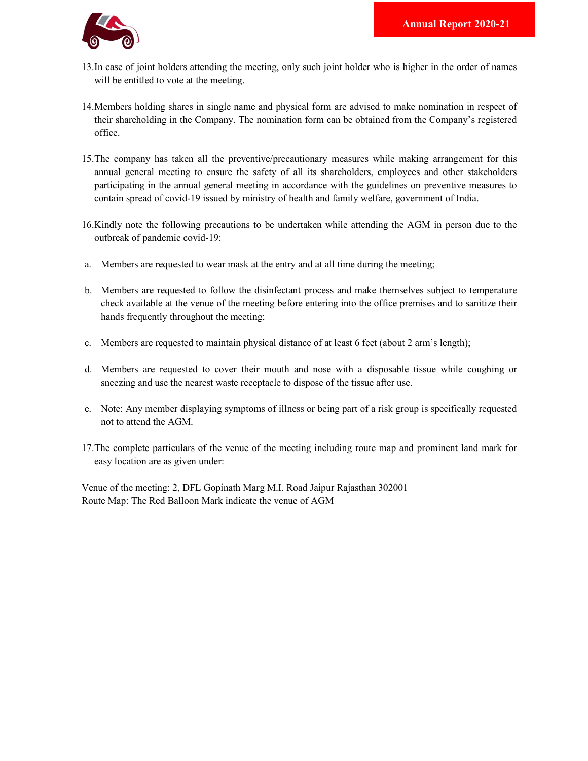13. In case of joint holders attending the meeting, only such joint holder who is higher in the order of names will be entitled to vote at the meeting.

14. Members holding shares in single name and physical form are advised to make nomination in respect of their shareholding in the Company. The nomination form can be obtained from the Company's registered office.

15. The company has taken all the preventive/precautionary measures while making arrangement for this annual general meeting to ensure the safety of all its shareholders, employees and other stakeholders participating in the annual general meeting in accordance with the guidelines on preventive measures to contain spread of covid-19 issued by ministry of health and family welfare, government of India.

16. Kindly note the following precautions to be undertaken while attending the AGM in person due to the outbreak of pandemic covid-19:

   a. Members are requested to wear mask at the entry and at all time during the meeting;

   b. Members are requested to follow the disinfectant process and make themselves subject to temperature check available at the venue of the meeting before entering into the office premises and to sanitize their hands frequently throughout the meeting;

   c. Members are requested to maintain physical distance of at least 6 feet (about 2 arm's length);

   d. Members are requested to cover their mouth and nose with a disposable tissue while coughing or sneezing and use the nearest waste receptacle to dispose of the tissue after use.

   e. Note: Any member displaying symptoms of illness or being part of a risk group is specifically requested not to attend the AGM.

17. The complete particulars of the venue of the meeting including route map and prominent land mark for easy location are as given under:

Venue of the meeting: 2, DFL Gopinath Marg M.I. Road Jaipur Rajasthan 302001
Route Map: The Red Balloon Mark indicate the venue of AGM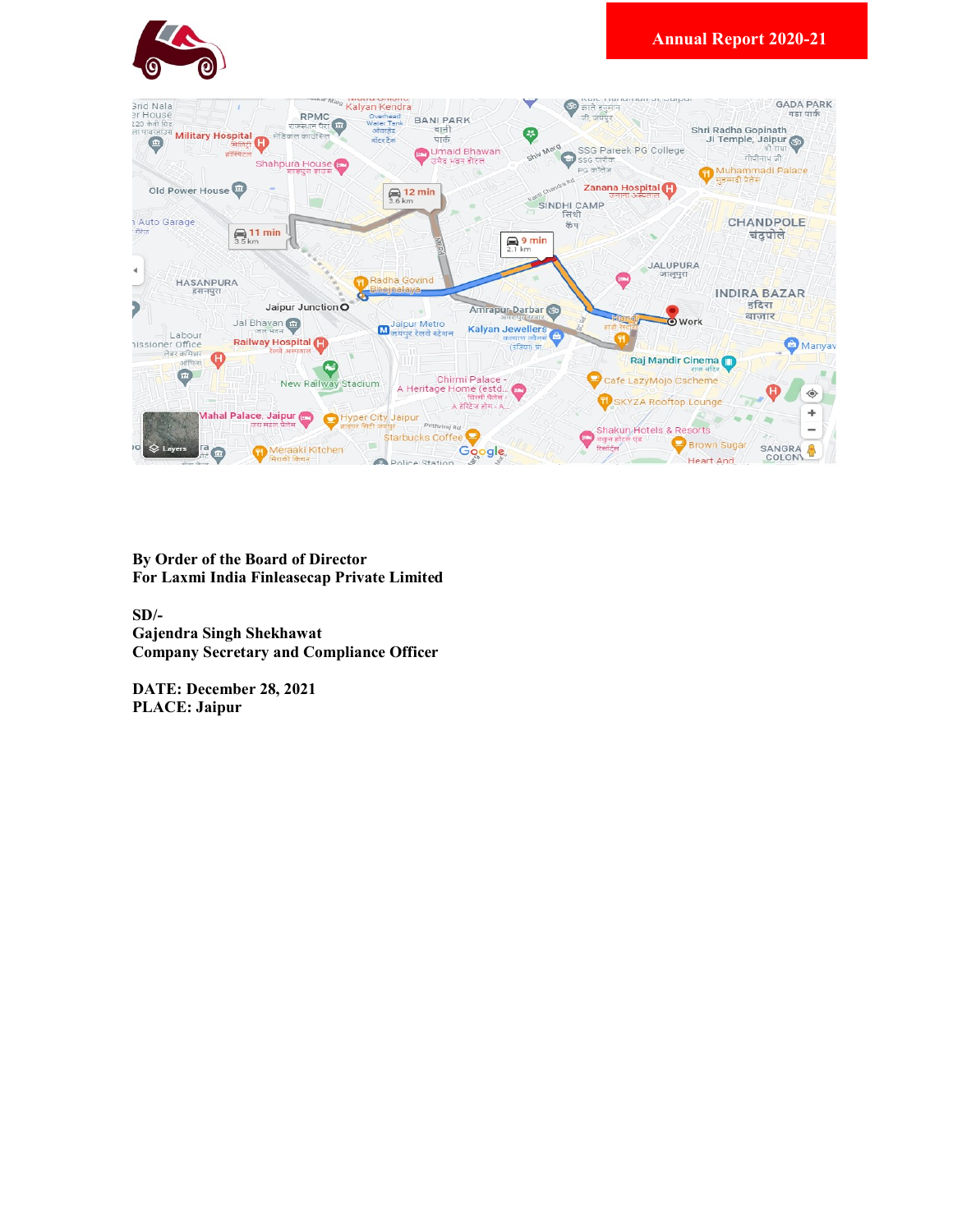**By Order of the Board of Director**
**For Laxmi India Finleasecap Private Limited**

**SD/-**
**Gajendra Singh Shekhawat**
**Company Secretary and Compliance Officer**

**DATE: December 28, 2021**
**PLACE: Jaipur**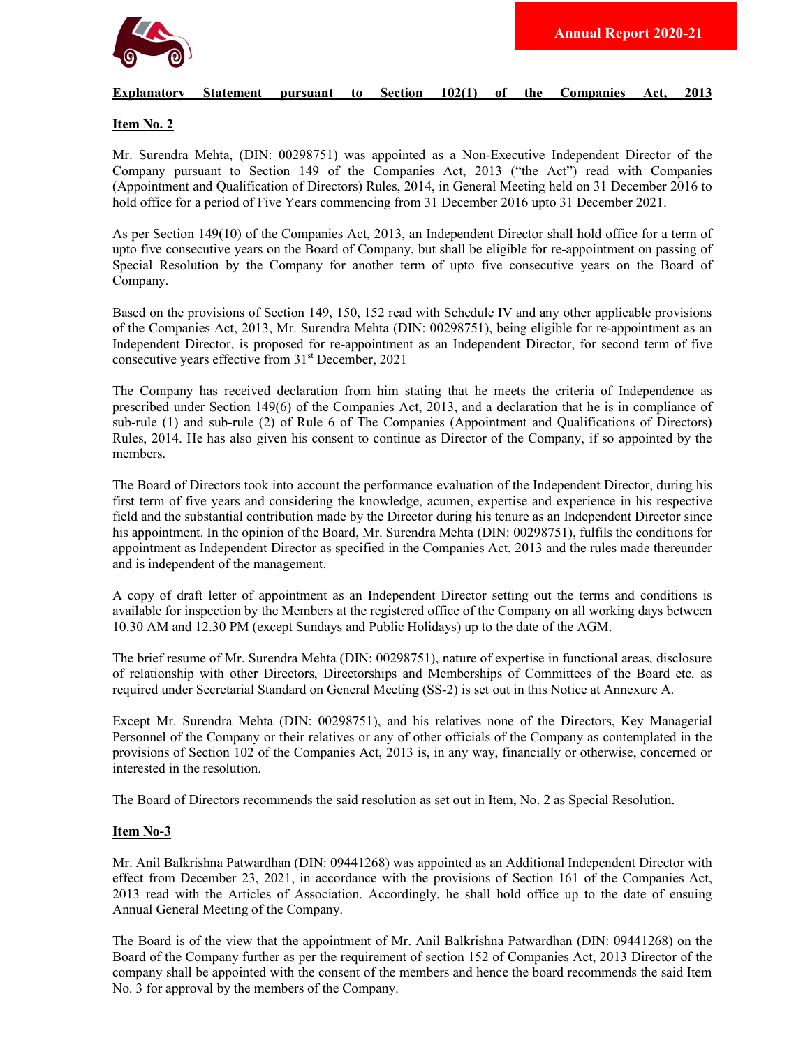## Explanatory Statement pursuant to Section 102(1) of the Companies Act, 2013

### Item No. 2

Mr. Surendra Mehta, (DIN: 00298751) was appointed as a Non-Executive Independent Director of the Company pursuant to Section 149 of the Companies Act, 2013 ("the Act") read with Companies (Appointment and Qualification of Directors) Rules, 2014, in General Meeting held on 31 December 2016 to hold office for a period of Five Years commencing from 31 December 2016 upto 31 December 2021.

As per Section 149(10) of the Companies Act, 2013, an Independent Director shall hold office for a term of upto five consecutive years on the Board of Company, but shall be eligible for re-appointment on passing of Special Resolution by the Company for another term of upto five consecutive years on the Board of Company.

Based on the provisions of Section 149, 150, 152 read with Schedule IV and any other applicable provisions of the Companies Act, 2013, Mr. Surendra Mehta (DIN: 00298751), being eligible for re-appointment as an Independent Director, is proposed for re-appointment as an Independent Director, for second term of five consecutive years effective from 31st December, 2021

The Company has received declaration from him stating that he meets the criteria of Independence as prescribed under Section 149(6) of the Companies Act, 2013, and a declaration that he is in compliance of sub-rule (1) and sub-rule (2) of Rule 6 of The Companies (Appointment and Qualifications of Directors) Rules, 2014. He has also given his consent to continue as Director of the Company, if so appointed by the members.

The Board of Directors took into account the performance evaluation of the Independent Director, during his first term of five years and considering the knowledge, acumen, expertise and experience in his respective field and the substantial contribution made by the Director during his tenure as an Independent Director since his appointment. In the opinion of the Board, Mr. Surendra Mehta (DIN: 00298751), fulfils the conditions for appointment as Independent Director as specified in the Companies Act, 2013 and the rules made thereunder and is independent of the management.

A copy of draft letter of appointment as an Independent Director setting out the terms and conditions is available for inspection by the Members at the registered office of the Company on all working days between 10.30 AM and 12.30 PM (except Sundays and Public Holidays) up to the date of the AGM.

The brief resume of Mr. Surendra Mehta (DIN: 00298751), nature of expertise in functional areas, disclosure of relationship with other Directors, Directorships and Memberships of Committees of the Board etc. as required under Secretarial Standard on General Meeting (SS-2) is set out in this Notice at Annexure A.

Except Mr. Surendra Mehta (DIN: 00298751), and his relatives none of the Directors, Key Managerial Personnel of the Company or their relatives or any of other officials of the Company as contemplated in the provisions of Section 102 of the Companies Act, 2013 is, in any way, financially or otherwise, concerned or interested in the resolution.

The Board of Directors recommends the said resolution as set out in Item, No. 2 as Special Resolution.

### Item No-3

Mr. Anil Balkrishna Patwardhan (DIN: 09441268) was appointed as an Additional Independent Director with effect from December 23, 2021, in accordance with the provisions of Section 161 of the Companies Act, 2013 read with the Articles of Association. Accordingly, he shall hold office up to the date of ensuing Annual General Meeting of the Company.

The Board is of the view that the appointment of Mr. Anil Balkrishna Patwardhan (DIN: 09441268) on the Board of the Company further as per the requirement of section 152 of Companies Act, 2013 Director of the company shall be appointed with the consent of the members and hence the board recommends the said Item No. 3 for approval by the members of the Company.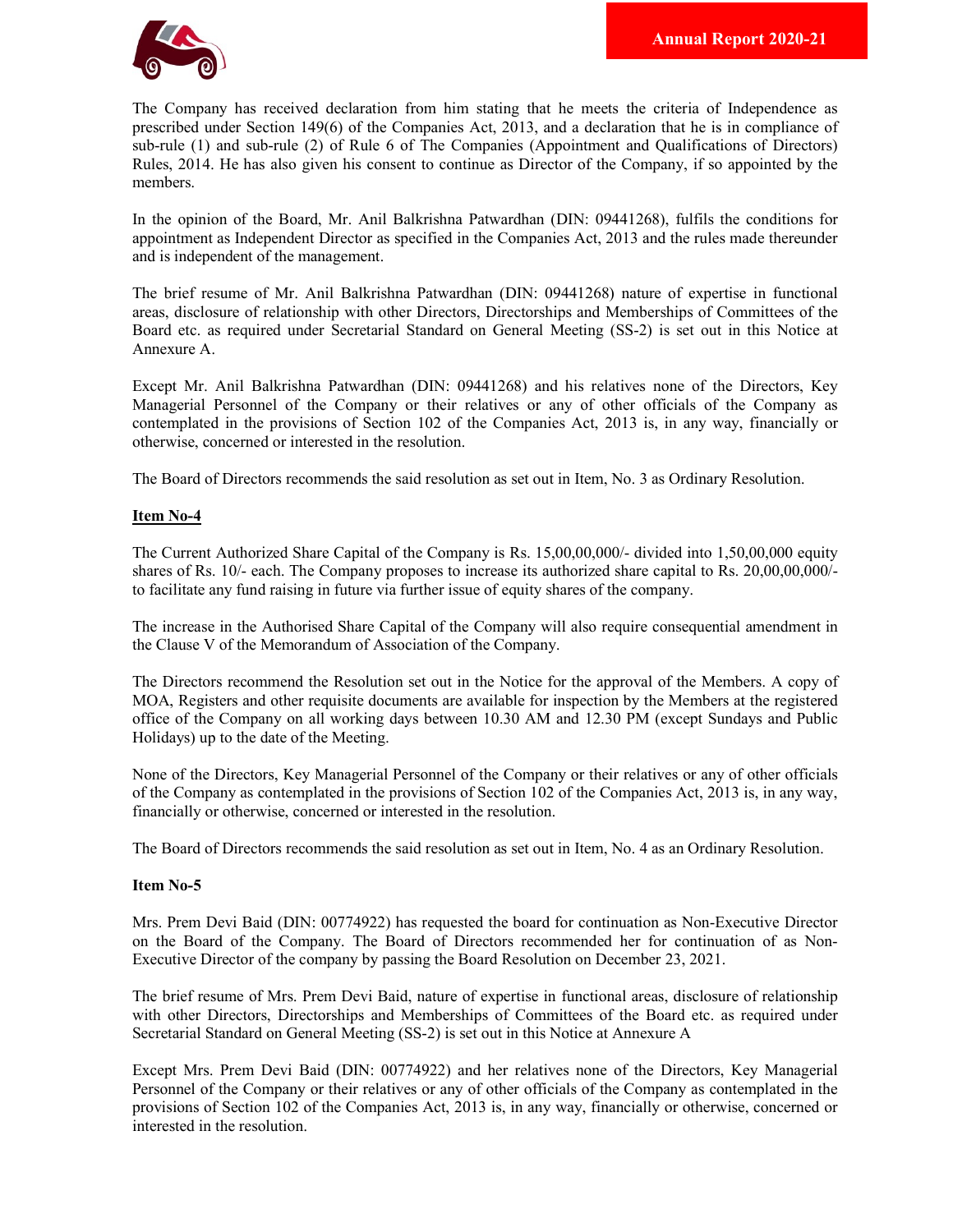The Company has received declaration from him stating that he meets the criteria of Independence as prescribed under Section 149(6) of the Companies Act, 2013, and a declaration that he is in compliance of sub-rule (1) and sub-rule (2) of Rule 6 of The Companies (Appointment and Qualifications of Directors) Rules, 2014. He has also given his consent to continue as Director of the Company, if so appointed by the members.

In the opinion of the Board, Mr. Anil Balkrishna Patwardhan (DIN: 09441268), fulfils the conditions for appointment as Independent Director as specified in the Companies Act, 2013 and the rules made thereunder and is independent of the management.

The brief resume of Mr. Anil Balkrishna Patwardhan (DIN: 09441268) nature of expertise in functional areas, disclosure of relationship with other Directors, Directorships and Memberships of Committees of the Board etc. as required under Secretarial Standard on General Meeting (SS-2) is set out in this Notice at Annexure A.

Except Mr. Anil Balkrishna Patwardhan (DIN: 09441268) and his relatives none of the Directors, Key Managerial Personnel of the Company or their relatives or any of other officials of the Company as contemplated in the provisions of Section 102 of the Companies Act, 2013 is, in any way, financially or otherwise, concerned or interested in the resolution.

The Board of Directors recommends the said resolution as set out in Item, No. 3 as Ordinary Resolution.

**Item No-4**

The Current Authorized Share Capital of the Company is Rs. 15,00,00,000/- divided into 1,50,00,000 equity shares of Rs. 10/- each. The Company proposes to increase its authorized share capital to Rs. 20,00,00,000/- to facilitate any fund raising in future via further issue of equity shares of the company.

The increase in the Authorised Share Capital of the Company will also require consequential amendment in the Clause V of the Memorandum of Association of the Company.

The Directors recommend the Resolution set out in the Notice for the approval of the Members. A copy of MOA, Registers and other requisite documents are available for inspection by the Members at the registered office of the Company on all working days between 10.30 AM and 12.30 PM (except Sundays and Public Holidays) up to the date of the Meeting.

None of the Directors, Key Managerial Personnel of the Company or their relatives or any of other officials of the Company as contemplated in the provisions of Section 102 of the Companies Act, 2013 is, in any way, financially or otherwise, concerned or interested in the resolution.

The Board of Directors recommends the said resolution as set out in Item, No. 4 as an Ordinary Resolution.

**Item No-5**

Mrs. Prem Devi Baid (DIN: 00774922) has requested the board for continuation as Non-Executive Director on the Board of the Company. The Board of Directors recommended her for continuation of as Non-Executive Director of the company by passing the Board Resolution on December 23, 2021.

The brief resume of Mrs. Prem Devi Baid, nature of expertise in functional areas, disclosure of relationship with other Directors, Directorships and Memberships of Committees of the Board etc. as required under Secretarial Standard on General Meeting (SS-2) is set out in this Notice at Annexure A

Except Mrs. Prem Devi Baid (DIN: 00774922) and her relatives none of the Directors, Key Managerial Personnel of the Company or their relatives or any of other officials of the Company as contemplated in the provisions of Section 102 of the Companies Act, 2013 is, in any way, financially or otherwise, concerned or interested in the resolution.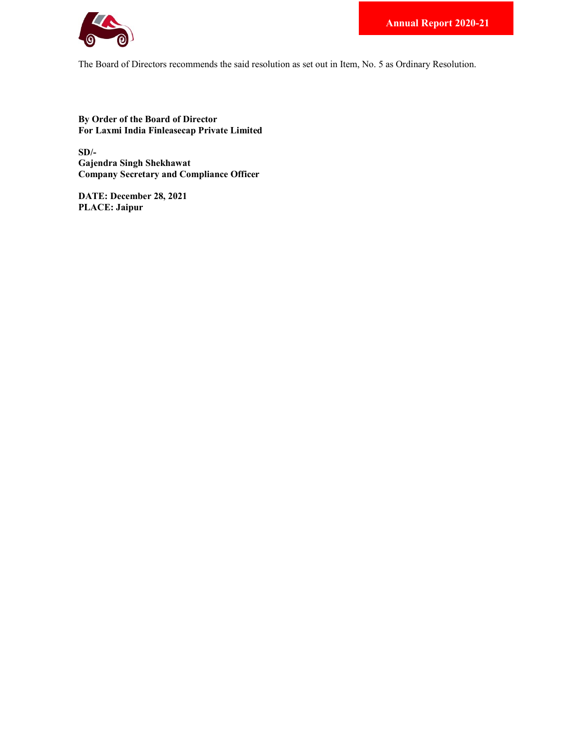The Board of Directors recommends the said resolution as set out in Item, No. 5 as Ordinary Resolution.

**By Order of the Board of Director**
**For Laxmi India Finleasecap Private Limited**

**SD/-**
**Gajendra Singh Shekhawat**
**Company Secretary and Compliance Officer**

**DATE: December 28, 2021**
**PLACE: Jaipur**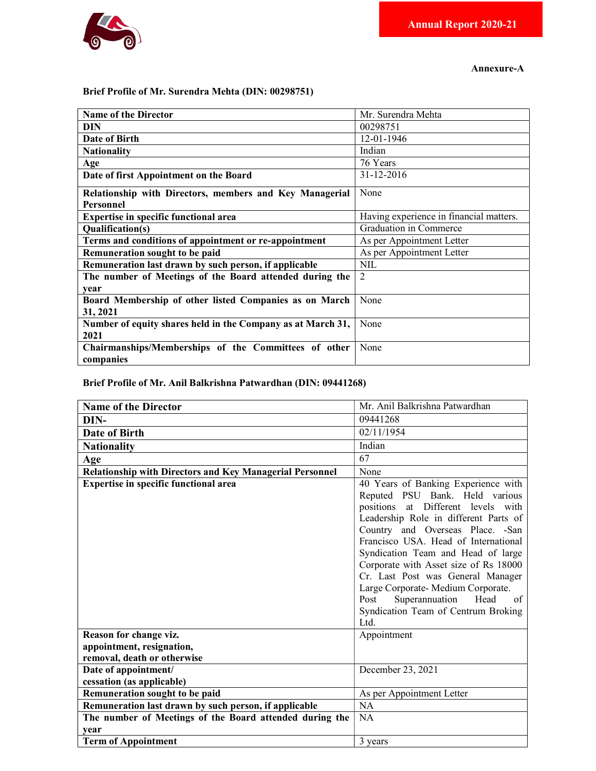**Annexure-A**

**Brief Profile of Mr. Surendra Mehta (DIN: 00298751)**

| | |
|---|---|
| **Name of the Director** | Mr. Surendra Mehta |
| **DIN** | 00298751 |
| **Date of Birth** | 12-01-1946 |
| **Nationality** | Indian |
| **Age** | 76 Years |
| **Date of first Appointment on the Board** | 31-12-2016 |
| **Relationship with Directors, members and Key Managerial Personnel** | None |
| **Expertise in specific functional area** | Having experience in financial matters. |
| **Qualification(s)** | Graduation in Commerce |
| **Terms and conditions of appointment or re-appointment** | As per Appointment Letter |
| **Remuneration sought to be paid** | As per Appointment Letter |
| **Remuneration last drawn by such person, if applicable** | NIL |
| **The number of Meetings of the Board attended during the year** | 2 |
| **Board Membership of other listed Companies as on March 31, 2021** | None |
| **Number of equity shares held in the Company as at March 31, 2021** | None |
| **Chairmanships/Memberships of the Committees of other companies** | None |

**Brief Profile of Mr. Anil Balkrishna Patwardhan (DIN: 09441268)**

| | |
|---|---|
| **Name of the Director** | Mr. Anil Balkrishna Patwardhan |
| **DIN-** | 09441268 |
| **Date of Birth** | 02/11/1954 |
| **Nationality** | Indian |
| **Age** | 67 |
| **Relationship with Directors and Key Managerial Personnel** | None |
| **Expertise in specific functional area** | 40 Years of Banking Experience with Reputed PSU Bank. Held various positions at Different levels with Leadership Role in different Parts of Country and Overseas Place. -San Francisco USA. Head of International Syndication Team and Head of large Corporate with Asset size of Rs 18000 Cr. Last Post was General Manager Large Corporate- Medium Corporate. Post Superannuation Head of Syndication Team of Centrum Broking Ltd. |
| **Reason for change viz. appointment, resignation, removal, death or otherwise** | Appointment |
| **Date of appointment/ cessation (as applicable)** | December 23, 2021 |
| **Remuneration sought to be paid** | As per Appointment Letter |
| **Remuneration last drawn by such person, if applicable** | NA |
| **The number of Meetings of the Board attended during the year** | NA |
| **Term of Appointment** | 3 years |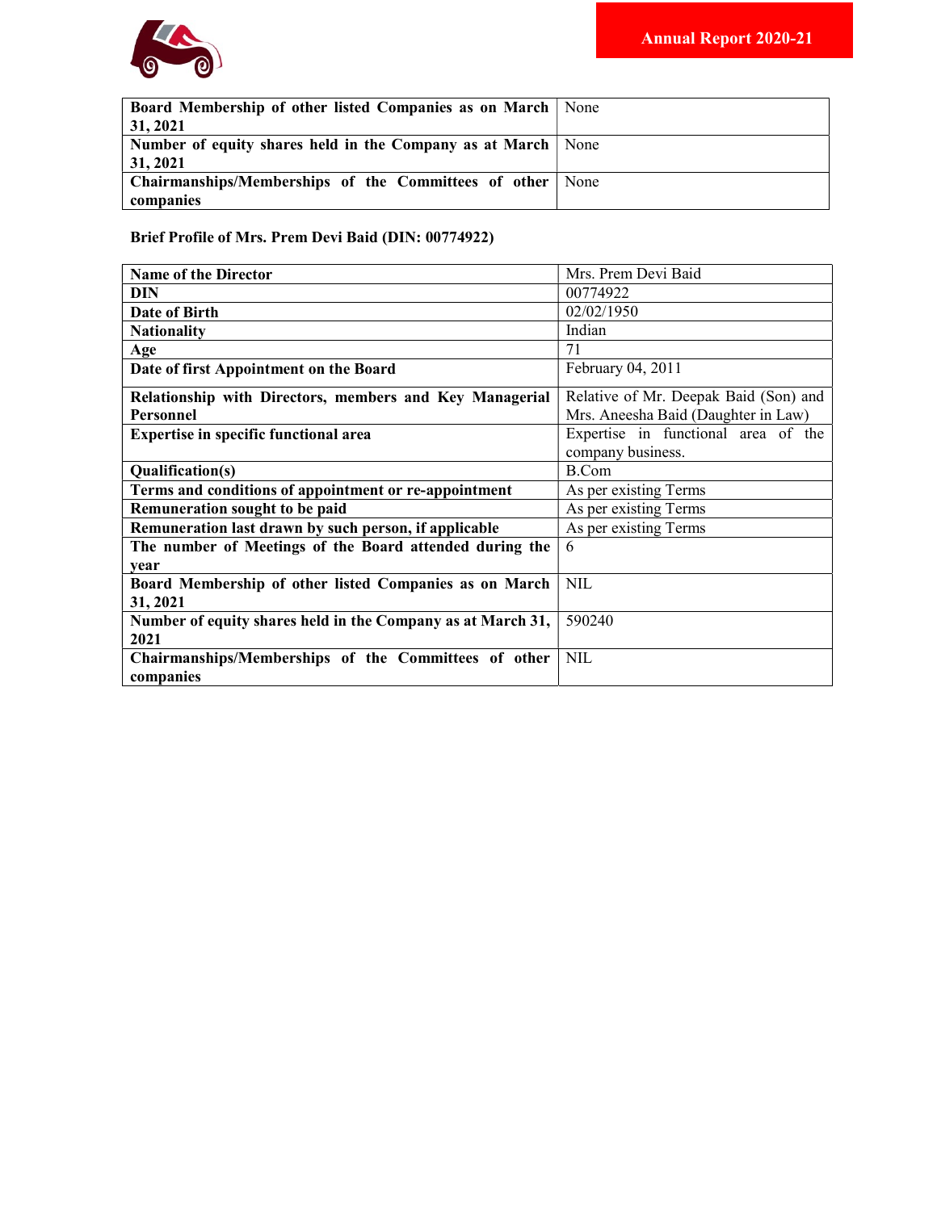| | |
|---|---|
| **Board Membership of other listed Companies as on March 31, 2021** | None |
| **Number of equity shares held in the Company as at March 31, 2021** | None |
| **Chairmanships/Memberships of the Committees of other companies** | None |

**Brief Profile of Mrs. Prem Devi Baid (DIN: 00774922)**

| | |
|---|---|
| **Name of the Director** | Mrs. Prem Devi Baid |
| **DIN** | 00774922 |
| **Date of Birth** | 02/02/1950 |
| **Nationality** | Indian |
| **Age** | 71 |
| **Date of first Appointment on the Board** | February 04, 2011 |
| **Relationship with Directors, members and Key Managerial Personnel** | Relative of Mr. Deepak Baid (Son) and Mrs. Aneesha Baid (Daughter in Law) |
| **Expertise in specific functional area** | Expertise in functional area of the company business. |
| **Qualification(s)** | B.Com |
| **Terms and conditions of appointment or re-appointment** | As per existing Terms |
| **Remuneration sought to be paid** | As per existing Terms |
| **Remuneration last drawn by such person, if applicable** | As per existing Terms |
| **The number of Meetings of the Board attended during the year** | 6 |
| **Board Membership of other listed Companies as on March 31, 2021** | NIL |
| **Number of equity shares held in the Company as at March 31, 2021** | 590240 |
| **Chairmanships/Memberships of the Committees of other companies** | NIL |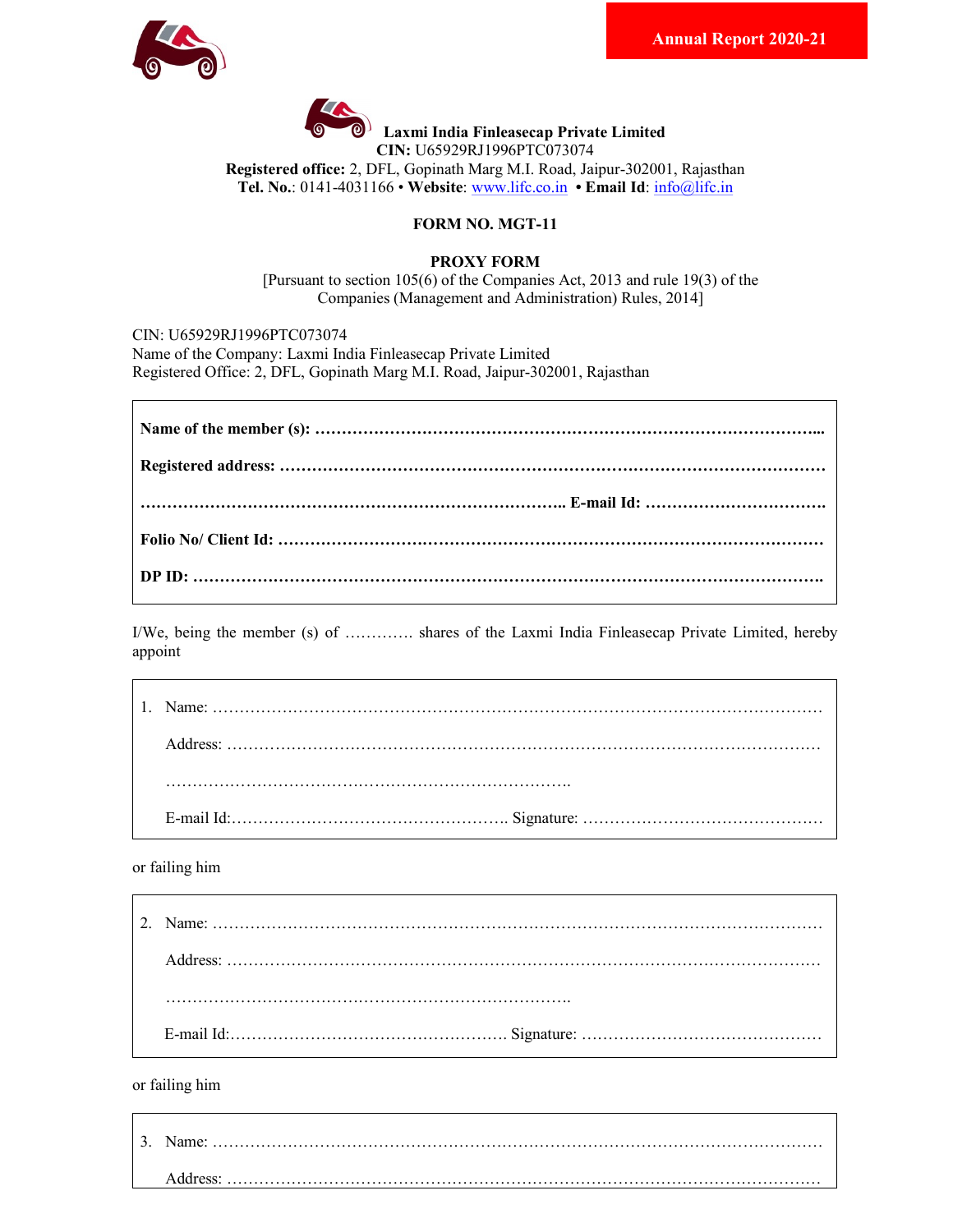**Laxmi India Finleasecap Private Limited**
**CIN:** U65929RJ1996PTC073074
**Registered office:** 2, DFL, Gopinath Marg M.I. Road, Jaipur-302001, Rajasthan
**Tel. No.**: 0141-4031166 • **Website**: www.lifc.co.in • **Email Id**: info@lifc.in

**FORM NO. MGT-11**

**PROXY FORM**

[Pursuant to section 105(6) of the Companies Act, 2013 and rule 19(3) of the Companies (Management and Administration) Rules, 2014]

CIN: U65929RJ1996PTC073074
Name of the Company: Laxmi India Finleasecap Private Limited
Registered Office: 2, DFL, Gopinath Marg M.I. Road, Jaipur-302001, Rajasthan

**Name of the member (s): …………………………………………………………………………………...**

**Registered address: ………………………………………………………………………………………**

**…………………………………………………………………….. E-mail Id: …………………………….**

**Folio No/ Client Id: ………………………………………………………………………………………**

**DP ID: ……………………………………………………………………………………………………..**

I/We, being the member (s) of …………. shares of the Laxmi India Finleasecap Private Limited, hereby appoint

1. Name: ……………………………………………………………………………………………………

   Address: …………………………………………………………………………………………………

   ………………………………………………………………….

   E-mail Id:……………………………………………. Signature: ………………………………………

or failing him

2. Name: ……………………………………………………………………………………………………

   Address: …………………………………………………………………………………………………

   ………………………………………………………………….

   E-mail Id:……………………………………………. Signature: ………………………………………

or failing him

3. Name: ……………………………………………………………………………………………………

   Address: …………………………………………………………………………………………………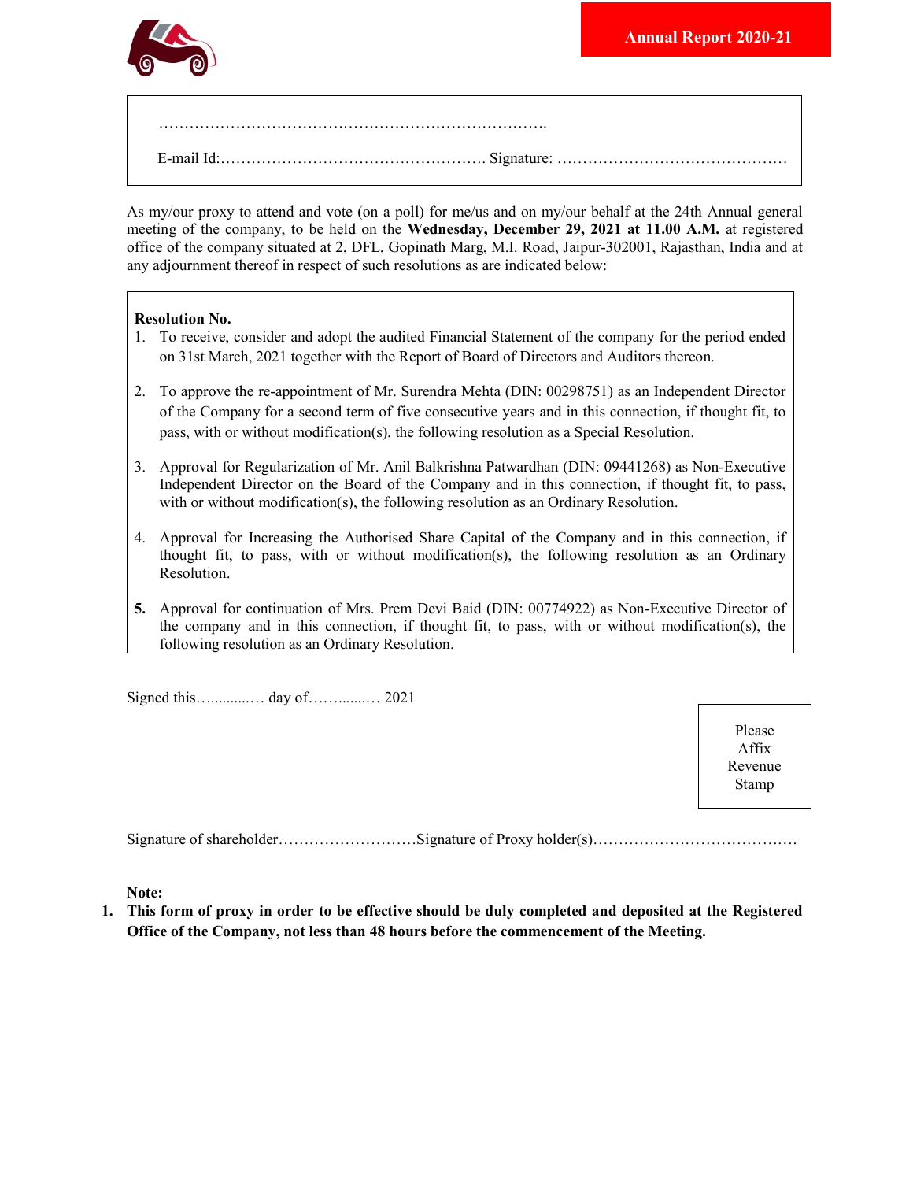…………………………………………………………………….

E-mail Id:……………………………………………. Signature: ………………………………………

As my/our proxy to attend and vote (on a poll) for me/us and on my/our behalf at the 24th Annual general meeting of the company, to be held on the **Wednesday, December 29, 2021 at 11.00 A.M.** at registered office of the company situated at 2, DFL, Gopinath Marg, M.I. Road, Jaipur-302001, Rajasthan, India and at any adjournment thereof in respect of such resolutions as are indicated below:

**Resolution No.**

1. To receive, consider and adopt the audited Financial Statement of the company for the period ended on 31st March, 2021 together with the Report of Board of Directors and Auditors thereon.
2. To approve the re-appointment of Mr. Surendra Mehta (DIN: 00298751) as an Independent Director of the Company for a second term of five consecutive years and in this connection, if thought fit, to pass, with or without modification(s), the following resolution as a Special Resolution.
3. Approval for Regularization of Mr. Anil Balkrishna Patwardhan (DIN: 09441268) as Non-Executive Independent Director on the Board of the Company and in this connection, if thought fit, to pass, with or without modification(s), the following resolution as an Ordinary Resolution.
4. Approval for Increasing the Authorised Share Capital of the Company and in this connection, if thought fit, to pass, with or without modification(s), the following resolution as an Ordinary Resolution.
5. Approval for continuation of Mrs. Prem Devi Baid (DIN: 00774922) as Non-Executive Director of the company and in this connection, if thought fit, to pass, with or without modification(s), the following resolution as an Ordinary Resolution.

Signed this…..........… day of……........… 2021

Please Affix Revenue Stamp

Signature of shareholder……………………….Signature of Proxy holder(s)………………………………….

**Note:**

1. **This form of proxy in order to be effective should be duly completed and deposited at the Registered Office of the Company, not less than 48 hours before the commencement of the Meeting.**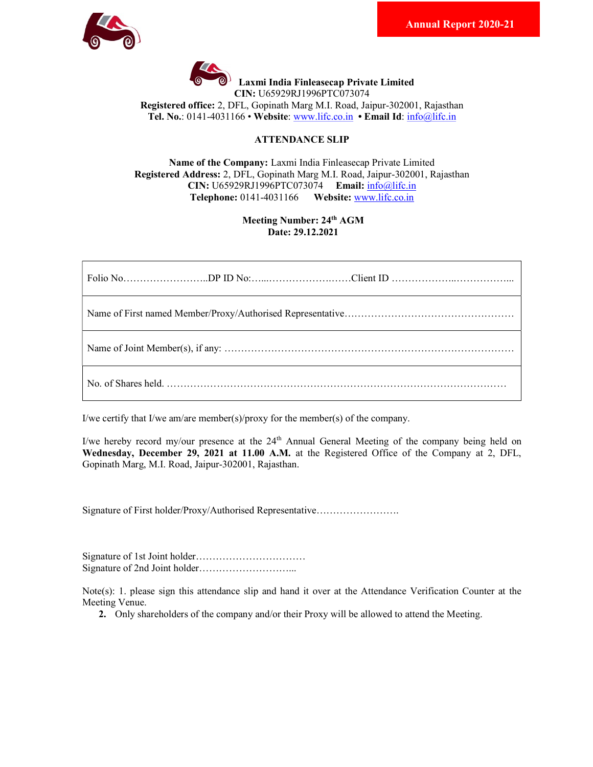**Laxmi India Finleasecap Private Limited**
**CIN:** U65929RJ1996PTC073074
**Registered office:** 2, DFL, Gopinath Marg M.I. Road, Jaipur-302001, Rajasthan
**Tel. No.**: 0141-4031166 • **Website**: www.lifc.co.in • **Email Id**: info@lifc.in

## ATTENDANCE SLIP

**Name of the Company:** Laxmi India Finleasecap Private Limited
**Registered Address:** 2, DFL, Gopinath Marg M.I. Road, Jaipur-302001, Rajasthan
**CIN:** U65929RJ1996PTC073074 **Email:** info@lifc.in
**Telephone:** 0141-4031166 **Website:** www.lifc.co.in

**Meeting Number: 24th AGM**
**Date: 29.12.2021**

| |
|---|
| Folio No……………………..DP ID No:…...…………………..……Client ID ………………..……………... |
| Name of First named Member/Proxy/Authorised Representative…………………………………………… |
| Name of Joint Member(s), if any: ………………………………………………………………………… |
| No. of Shares held. ………………………………………………………………………………………… |

I/we certify that I/we am/are member(s)/proxy for the member(s) of the company.

I/we hereby record my/our presence at the 24th Annual General Meeting of the company being held on **Wednesday, December 29, 2021 at 11.00 A.M.** at the Registered Office of the Company at 2, DFL, Gopinath Marg, M.I. Road, Jaipur-302001, Rajasthan.

Signature of First holder/Proxy/Authorised Representative…………………….

Signature of 1st Joint holder……………………………
Signature of 2nd Joint holder………………………...

Note(s): 1. please sign this attendance slip and hand it over at the Attendance Verification Counter at the Meeting Venue.

**2.** Only shareholders of the company and/or their Proxy will be allowed to attend the Meeting.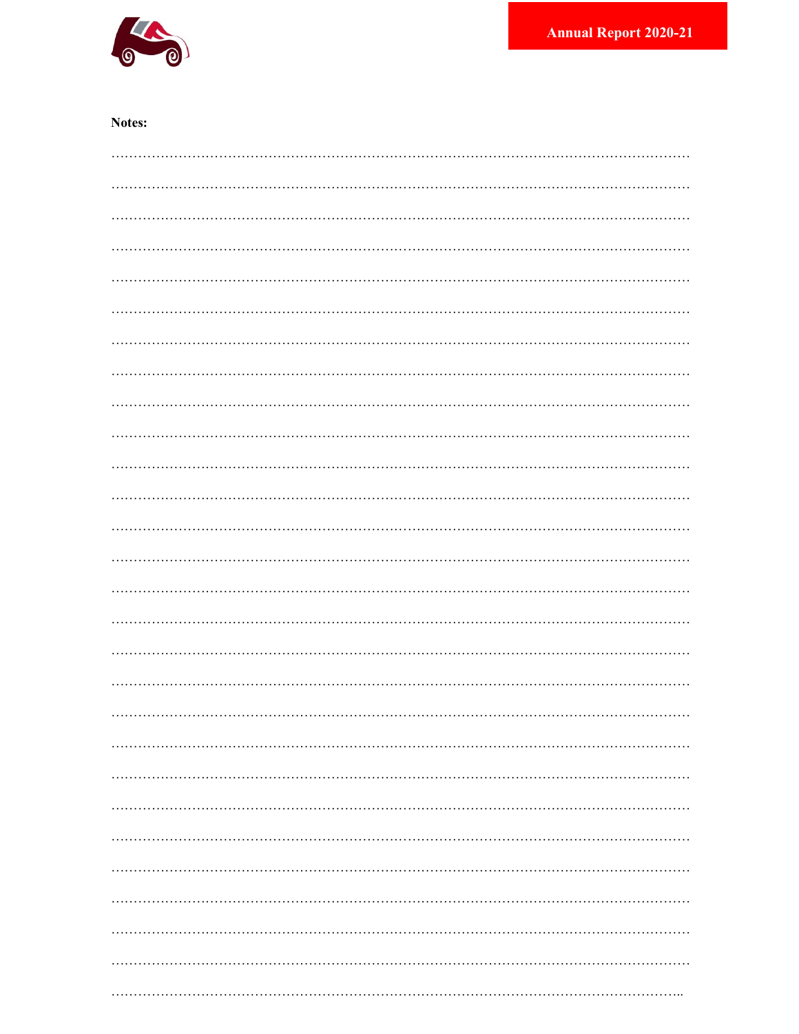**Notes:**

……………………………………………………………………………………………………………

……………………………………………………………………………………………………………

……………………………………………………………………………………………………………

……………………………………………………………………………………………………………

……………………………………………………………………………………………………………

……………………………………………………………………………………………………………

……………………………………………………………………………………………………………

……………………………………………………………………………………………………………

……………………………………………………………………………………………………………

……………………………………………………………………………………………………………

……………………………………………………………………………………………………………

……………………………………………………………………………………………………………

……………………………………………………………………………………………………………

……………………………………………………………………………………………………………

……………………………………………………………………………………………………………

……………………………………………………………………………………………………………

……………………………………………………………………………………………………………

……………………………………………………………………………………………………………

……………………………………………………………………………………………………………

……………………………………………………………………………………………………………

……………………………………………………………………………………………………………

……………………………………………………………………………………………………………

……………………………………………………………………………………………………………

……………………………………………………………………………………………………………

……………………………………………………………………………………………………………

……………………………………………………………………………………………………………

……………………………………………………………………………………………………………

……………………………………………………………………………………………………………..